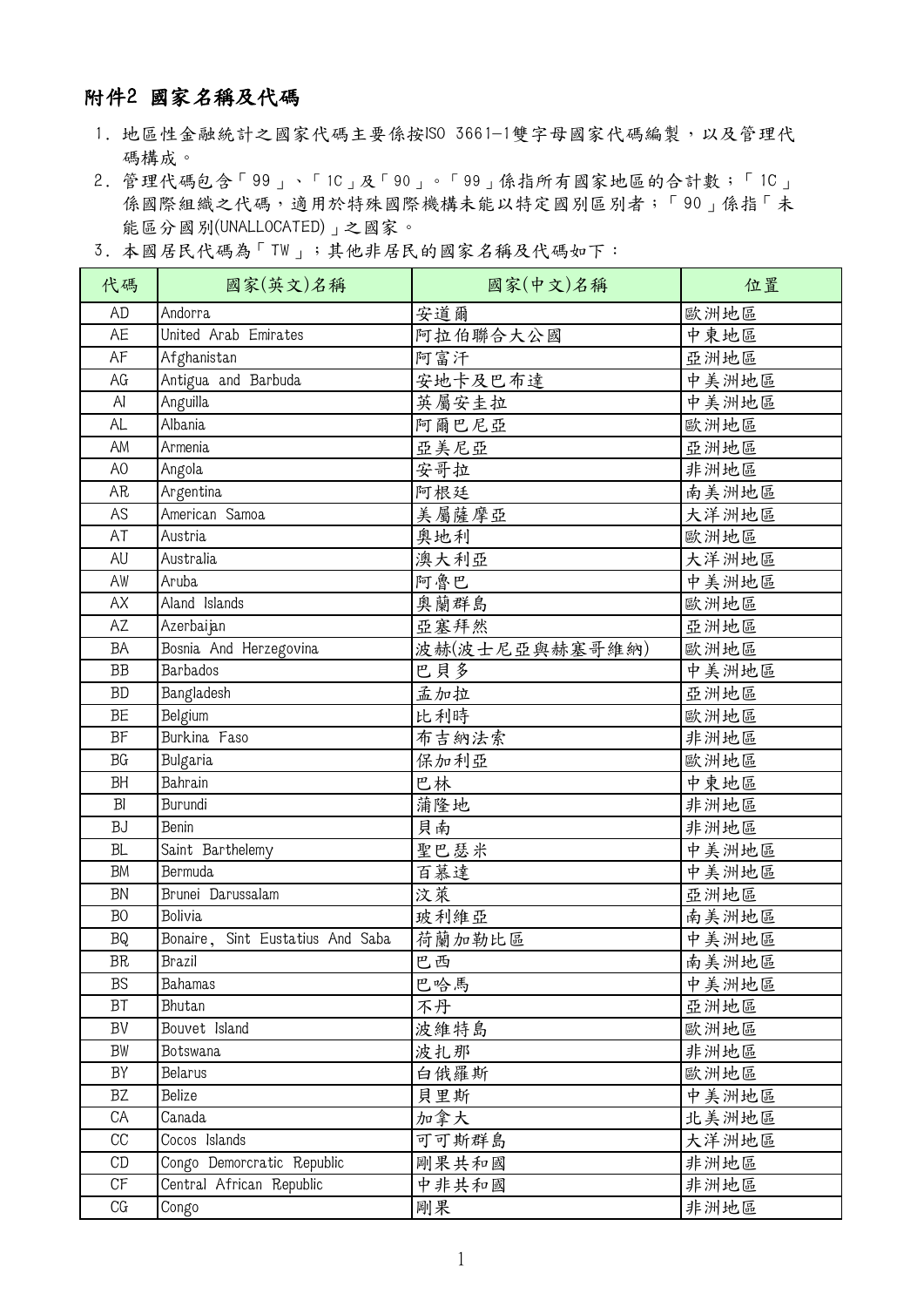# 附件2 國家名稱及代碼

1. 地區性金融統計之國家代碼主要係按ISO 3661-1雙字母國家代碼編製，以及管理代碼構成。
2. 管理代碼包含「99」、「1C」及「90」。「99」係指所有國家地區的合計數；「1C」係國際組織之代碼，適用於特殊國際機構未能以特定國別區別者；「90」係指「未能區分國別(UNALLOCATED)」之國家。
3. 本國居民代碼為「TW」；其他非居民的國家名稱及代碼如下：

| 代碼 | 國家(英文)名稱 | 國家(中文)名稱 | 位置 |
|---|---|---|---|
| AD | Andorra | 安道爾 | 歐洲地區 |
| AE | United Arab Emirates | 阿拉伯聯合大公國 | 中東地區 |
| AF | Afghanistan | 阿富汗 | 亞洲地區 |
| AG | Antigua and Barbuda | 安地卡及巴布達 | 中美洲地區 |
| AI | Anguilla | 英屬安圭拉 | 中美洲地區 |
| AL | Albania | 阿爾巴尼亞 | 歐洲地區 |
| AM | Armenia | 亞美尼亞 | 亞洲地區 |
| AO | Angola | 安哥拉 | 非洲地區 |
| AR | Argentina | 阿根廷 | 南美洲地區 |
| AS | American Samoa | 美屬薩摩亞 | 大洋洲地區 |
| AT | Austria | 奧地利 | 歐洲地區 |
| AU | Australia | 澳大利亞 | 大洋洲地區 |
| AW | Aruba | 阿魯巴 | 中美洲地區 |
| AX | Aland Islands | 奧蘭群島 | 歐洲地區 |
| AZ | Azerbaijan | 亞塞拜然 | 亞洲地區 |
| BA | Bosnia And Herzegovina | 波赫(波士尼亞與赫塞哥維納) | 歐洲地區 |
| BB | Barbados | 巴貝多 | 中美洲地區 |
| BD | Bangladesh | 孟加拉 | 亞洲地區 |
| BE | Belgium | 比利時 | 歐洲地區 |
| BF | Burkina Faso | 布吉納法索 | 非洲地區 |
| BG | Bulgaria | 保加利亞 | 歐洲地區 |
| BH | Bahrain | 巴林 | 中東地區 |
| BI | Burundi | 蒲隆地 | 非洲地區 |
| BJ | Benin | 貝南 | 非洲地區 |
| BL | Saint Barthelemy | 聖巴瑟米 | 中美洲地區 |
| BM | Bermuda | 百慕達 | 中美洲地區 |
| BN | Brunei Darussalam | 汶萊 | 亞洲地區 |
| BO | Bolivia | 玻利維亞 | 南美洲地區 |
| BQ | Bonaire, Sint Eustatius And Saba | 荷蘭加勒比區 | 中美洲地區 |
| BR | Brazil | 巴西 | 南美洲地區 |
| BS | Bahamas | 巴哈馬 | 中美洲地區 |
| BT | Bhutan | 不丹 | 亞洲地區 |
| BV | Bouvet Island | 波維特島 | 歐洲地區 |
| BW | Botswana | 波扎那 | 非洲地區 |
| BY | Belarus | 白俄羅斯 | 歐洲地區 |
| BZ | Belize | 貝里斯 | 中美洲地區 |
| CA | Canada | 加拿大 | 北美洲地區 |
| CC | Cocos Islands | 可可斯群島 | 大洋洲地區 |
| CD | Congo Demorcratic Republic | 剛果共和國 | 非洲地區 |
| CF | Central African Republic | 中非共和國 | 非洲地區 |
| CG | Congo | 剛果 | 非洲地區 |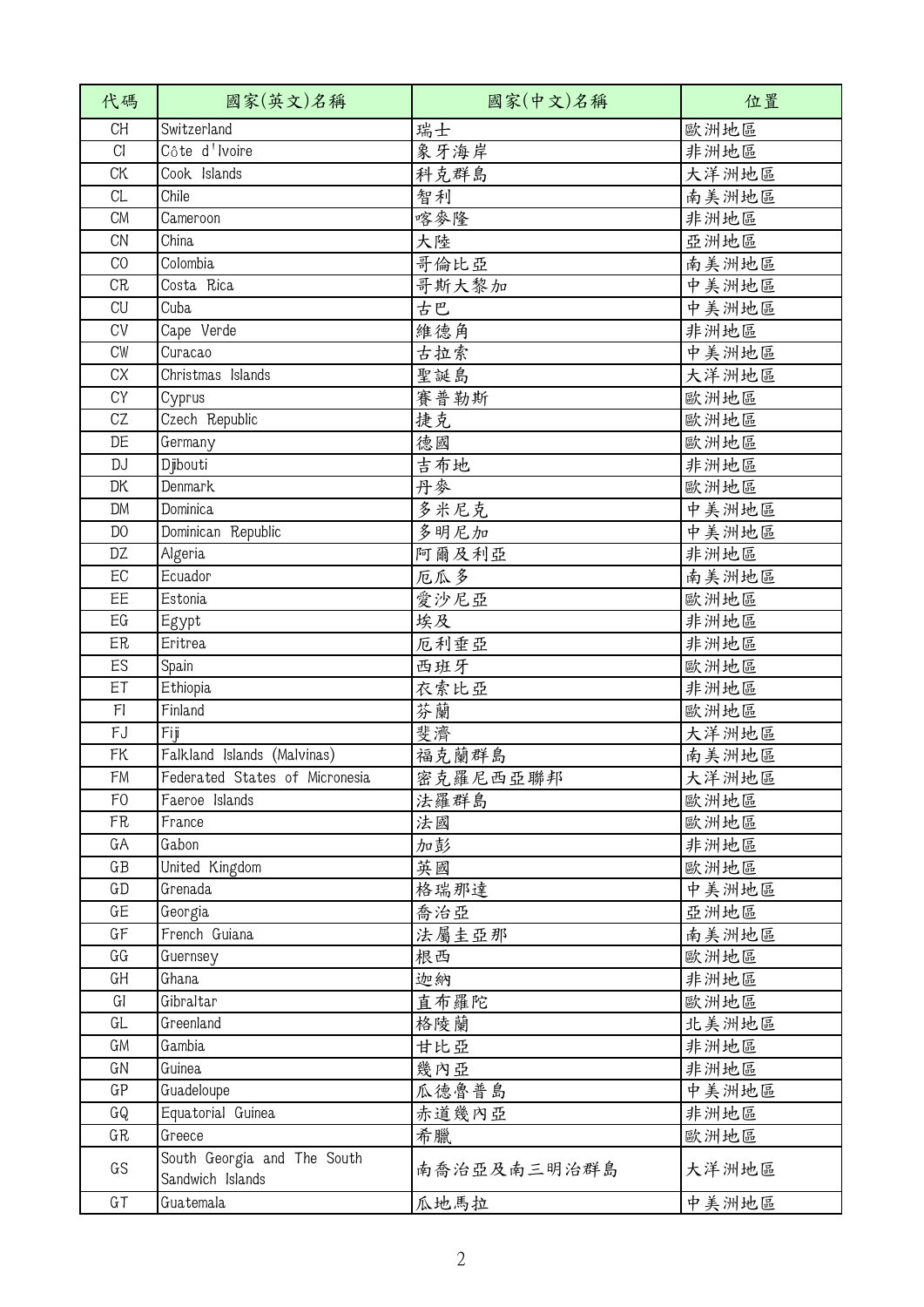| 代碼 | 國家(英文)名稱 | 國家(中文)名稱 | 位置 |
|---|---|---|---|
| CH | Switzerland | 瑞士 | 歐洲地區 |
| CI | Côte d'Ivoire | 象牙海岸 | 非洲地區 |
| CK | Cook Islands | 科克群島 | 大洋洲地區 |
| CL | Chile | 智利 | 南美洲地區 |
| CM | Cameroon | 喀麥隆 | 非洲地區 |
| CN | China | 大陸 | 亞洲地區 |
| CO | Colombia | 哥倫比亞 | 南美洲地區 |
| CR | Costa Rica | 哥斯大黎加 | 中美洲地區 |
| CU | Cuba | 古巴 | 中美洲地區 |
| CV | Cape Verde | 維德角 | 非洲地區 |
| CW | Curacao | 古拉索 | 中美洲地區 |
| CX | Christmas Islands | 聖誕島 | 大洋洲地區 |
| CY | Cyprus | 賽普勒斯 | 歐洲地區 |
| CZ | Czech Republic | 捷克 | 歐洲地區 |
| DE | Germany | 德國 | 歐洲地區 |
| DJ | Djibouti | 吉布地 | 非洲地區 |
| DK | Denmark | 丹麥 | 歐洲地區 |
| DM | Dominica | 多米尼克 | 中美洲地區 |
| DO | Dominican Republic | 多明尼加 | 中美洲地區 |
| DZ | Algeria | 阿爾及利亞 | 非洲地區 |
| EC | Ecuador | 厄瓜多 | 南美洲地區 |
| EE | Estonia | 愛沙尼亞 | 歐洲地區 |
| EG | Egypt | 埃及 | 非洲地區 |
| ER | Eritrea | 厄利垂亞 | 非洲地區 |
| ES | Spain | 西班牙 | 歐洲地區 |
| ET | Ethiopia | 衣索比亞 | 非洲地區 |
| FI | Finland | 芬蘭 | 歐洲地區 |
| FJ | Fiji | 斐濟 | 大洋洲地區 |
| FK | Falkland Islands (Malvinas) | 福克蘭群島 | 南美洲地區 |
| FM | Federated States of Micronesia | 密克羅尼西亞聯邦 | 大洋洲地區 |
| FO | Faeroe Islands | 法羅群島 | 歐洲地區 |
| FR | France | 法國 | 歐洲地區 |
| GA | Gabon | 加彭 | 非洲地區 |
| GB | United Kingdom | 英國 | 歐洲地區 |
| GD | Grenada | 格瑞那達 | 中美洲地區 |
| GE | Georgia | 喬治亞 | 亞洲地區 |
| GF | French Guiana | 法屬圭亞那 | 南美洲地區 |
| GG | Guernsey | 根西 | 歐洲地區 |
| GH | Ghana | 迦納 | 非洲地區 |
| GI | Gibraltar | 直布羅陀 | 歐洲地區 |
| GL | Greenland | 格陵蘭 | 北美洲地區 |
| GM | Gambia | 甘比亞 | 非洲地區 |
| GN | Guinea | 幾內亞 | 非洲地區 |
| GP | Guadeloupe | 瓜德魯普島 | 中美洲地區 |
| GQ | Equatorial Guinea | 赤道幾內亞 | 非洲地區 |
| GR | Greece | 希臘 | 歐洲地區 |
| GS | South Georgia and The South Sandwich Islands | 南喬治亞及南三明治群島 | 大洋洲地區 |
| GT | Guatemala | 瓜地馬拉 | 中美洲地區 |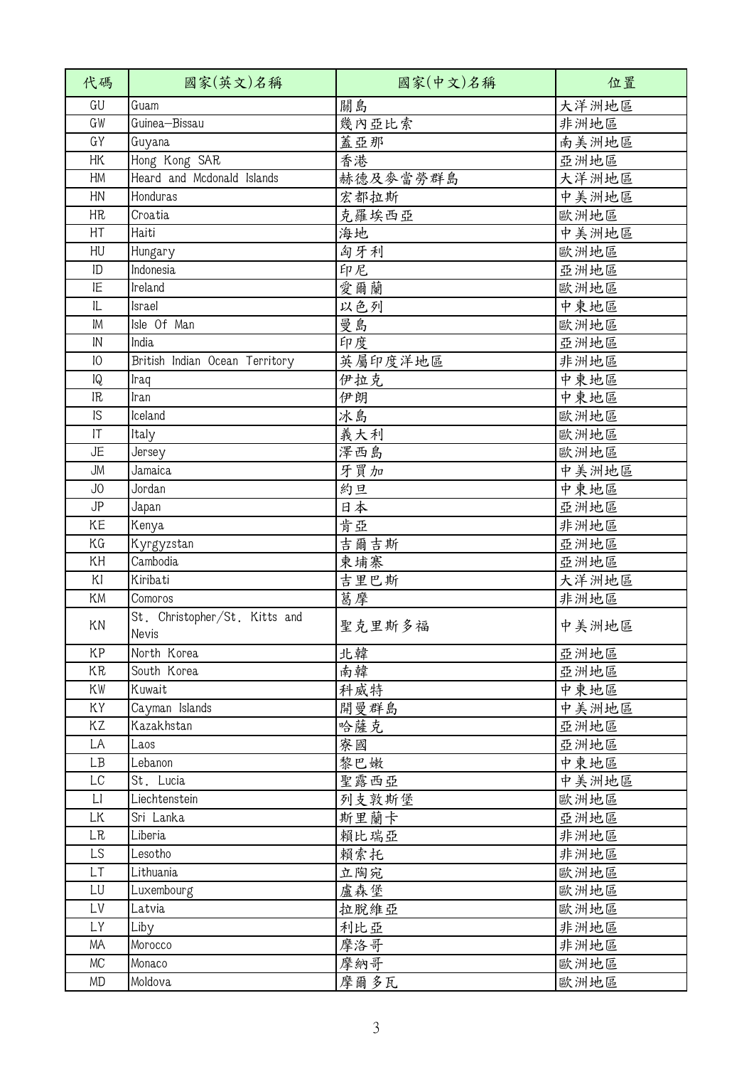| 代碼 | 國家(英文)名稱 | 國家(中文)名稱 | 位置 |
| --- | --- | --- | --- |
| GU | Guam | 關島 | 大洋洲地區 |
| GW | Guinea-Bissau | 幾內亞比索 | 非洲地區 |
| GY | Guyana | 蓋亞那 | 南美洲地區 |
| HK | Hong Kong SAR | 香港 | 亞洲地區 |
| HM | Heard and Mcdonald Islands | 赫德及麥當勞群島 | 大洋洲地區 |
| HN | Honduras | 宏都拉斯 | 中美洲地區 |
| HR | Croatia | 克羅埃西亞 | 歐洲地區 |
| HT | Haiti | 海地 | 中美洲地區 |
| HU | Hungary | 匈牙利 | 歐洲地區 |
| ID | Indonesia | 印尼 | 亞洲地區 |
| IE | Ireland | 愛爾蘭 | 歐洲地區 |
| IL | Israel | 以色列 | 中東地區 |
| IM | Isle Of Man | 曼島 | 歐洲地區 |
| IN | India | 印度 | 亞洲地區 |
| IO | British Indian Ocean Territory | 英屬印度洋地區 | 非洲地區 |
| IQ | Iraq | 伊拉克 | 中東地區 |
| IR | Iran | 伊朗 | 中東地區 |
| IS | Iceland | 冰島 | 歐洲地區 |
| IT | Italy | 義大利 | 歐洲地區 |
| JE | Jersey | 澤西島 | 歐洲地區 |
| JM | Jamaica | 牙買加 | 中美洲地區 |
| JO | Jordan | 約旦 | 中東地區 |
| JP | Japan | 日本 | 亞洲地區 |
| KE | Kenya | 肯亞 | 非洲地區 |
| KG | Kyrgyzstan | 吉爾吉斯 | 亞洲地區 |
| KH | Cambodia | 柬埔寨 | 亞洲地區 |
| KI | Kiribati | 吉里巴斯 | 大洋洲地區 |
| KM | Comoros | 葛摩 | 非洲地區 |
| KN | St. Christopher/St. Kitts and Nevis | 聖克里斯多福 | 中美洲地區 |
| KP | North Korea | 北韓 | 亞洲地區 |
| KR | South Korea | 南韓 | 亞洲地區 |
| KW | Kuwait | 科威特 | 中東地區 |
| KY | Cayman Islands | 開曼群島 | 中美洲地區 |
| KZ | Kazakhstan | 哈薩克 | 亞洲地區 |
| LA | Laos | 寮國 | 亞洲地區 |
| LB | Lebanon | 黎巴嫩 | 中東地區 |
| LC | St. Lucia | 聖露西亞 | 中美洲地區 |
| LI | Liechtenstein | 列支敦斯堡 | 歐洲地區 |
| LK | Sri Lanka | 斯里蘭卡 | 亞洲地區 |
| LR | Liberia | 賴比瑞亞 | 非洲地區 |
| LS | Lesotho | 賴索托 | 非洲地區 |
| LT | Lithuania | 立陶宛 | 歐洲地區 |
| LU | Luxembourg | 盧森堡 | 歐洲地區 |
| LV | Latvia | 拉脫維亞 | 歐洲地區 |
| LY | Liby | 利比亞 | 非洲地區 |
| MA | Morocco | 摩洛哥 | 非洲地區 |
| MC | Monaco | 摩納哥 | 歐洲地區 |
| MD | Moldova | 摩爾多瓦 | 歐洲地區 |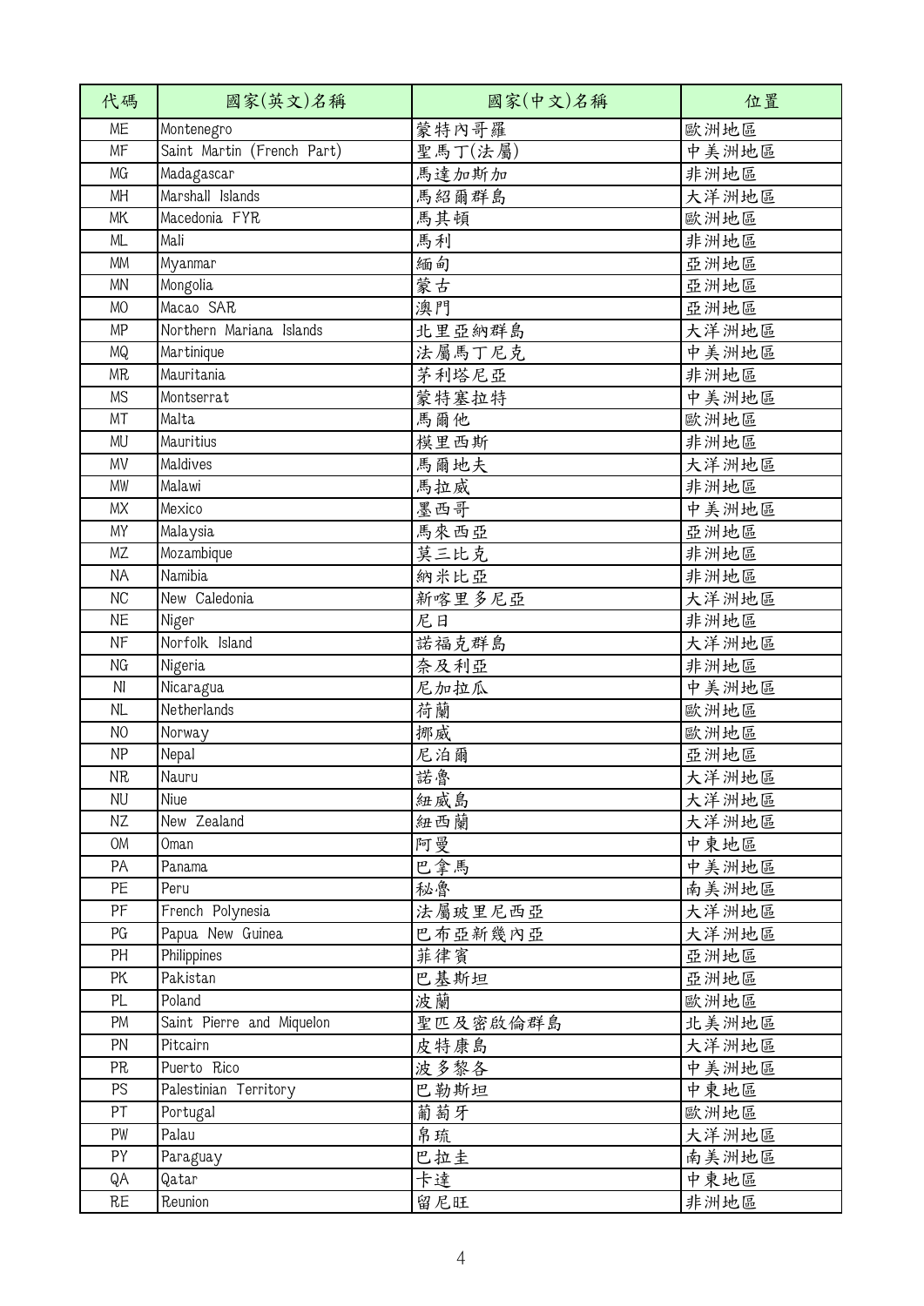| 代碼 | 國家(英文)名稱 | 國家(中文)名稱 | 位置 |
| --- | --- | --- | --- |
| ME | Montenegro | 蒙特內哥羅 | 歐洲地區 |
| MF | Saint Martin (French Part) | 聖馬丁(法屬) | 中美洲地區 |
| MG | Madagascar | 馬達加斯加 | 非洲地區 |
| MH | Marshall Islands | 馬紹爾群島 | 大洋洲地區 |
| MK | Macedonia FYR | 馬其頓 | 歐洲地區 |
| ML | Mali | 馬利 | 非洲地區 |
| MM | Myanmar | 緬甸 | 亞洲地區 |
| MN | Mongolia | 蒙古 | 亞洲地區 |
| MO | Macao SAR | 澳門 | 亞洲地區 |
| MP | Northern Mariana Islands | 北里亞納群島 | 大洋洲地區 |
| MQ | Martinique | 法屬馬丁尼克 | 中美洲地區 |
| MR | Mauritania | 茅利塔尼亞 | 非洲地區 |
| MS | Montserrat | 蒙特塞拉特 | 中美洲地區 |
| MT | Malta | 馬爾他 | 歐洲地區 |
| MU | Mauritius | 模里西斯 | 非洲地區 |
| MV | Maldives | 馬爾地夫 | 大洋洲地區 |
| MW | Malawi | 馬拉威 | 非洲地區 |
| MX | Mexico | 墨西哥 | 中美洲地區 |
| MY | Malaysia | 馬來西亞 | 亞洲地區 |
| MZ | Mozambique | 莫三比克 | 非洲地區 |
| NA | Namibia | 納米比亞 | 非洲地區 |
| NC | New Caledonia | 新喀里多尼亞 | 大洋洲地區 |
| NE | Niger | 尼日 | 非洲地區 |
| NF | Norfolk Island | 諾福克群島 | 大洋洲地區 |
| NG | Nigeria | 奈及利亞 | 非洲地區 |
| NI | Nicaragua | 尼加拉瓜 | 中美洲地區 |
| NL | Netherlands | 荷蘭 | 歐洲地區 |
| NO | Norway | 挪威 | 歐洲地區 |
| NP | Nepal | 尼泊爾 | 亞洲地區 |
| NR | Nauru | 諾魯 | 大洋洲地區 |
| NU | Niue | 紐威島 | 大洋洲地區 |
| NZ | New Zealand | 紐西蘭 | 大洋洲地區 |
| OM | Oman | 阿曼 | 中東地區 |
| PA | Panama | 巴拿馬 | 中美洲地區 |
| PE | Peru | 秘魯 | 南美洲地區 |
| PF | French Polynesia | 法屬玻里尼西亞 | 大洋洲地區 |
| PG | Papua New Guinea | 巴布亞新幾內亞 | 大洋洲地區 |
| PH | Philippines | 菲律賓 | 亞洲地區 |
| PK | Pakistan | 巴基斯坦 | 亞洲地區 |
| PL | Poland | 波蘭 | 歐洲地區 |
| PM | Saint Pierre and Miquelon | 聖匹及密啟倫群島 | 北美洲地區 |
| PN | Pitcairn | 皮特康島 | 大洋洲地區 |
| PR | Puerto Rico | 波多黎各 | 中美洲地區 |
| PS | Palestinian Territory | 巴勒斯坦 | 中東地區 |
| PT | Portugal | 葡萄牙 | 歐洲地區 |
| PW | Palau | 帛琉 | 大洋洲地區 |
| PY | Paraguay | 巴拉圭 | 南美洲地區 |
| QA | Qatar | 卡達 | 中東地區 |
| RE | Reunion | 留尼旺 | 非洲地區 |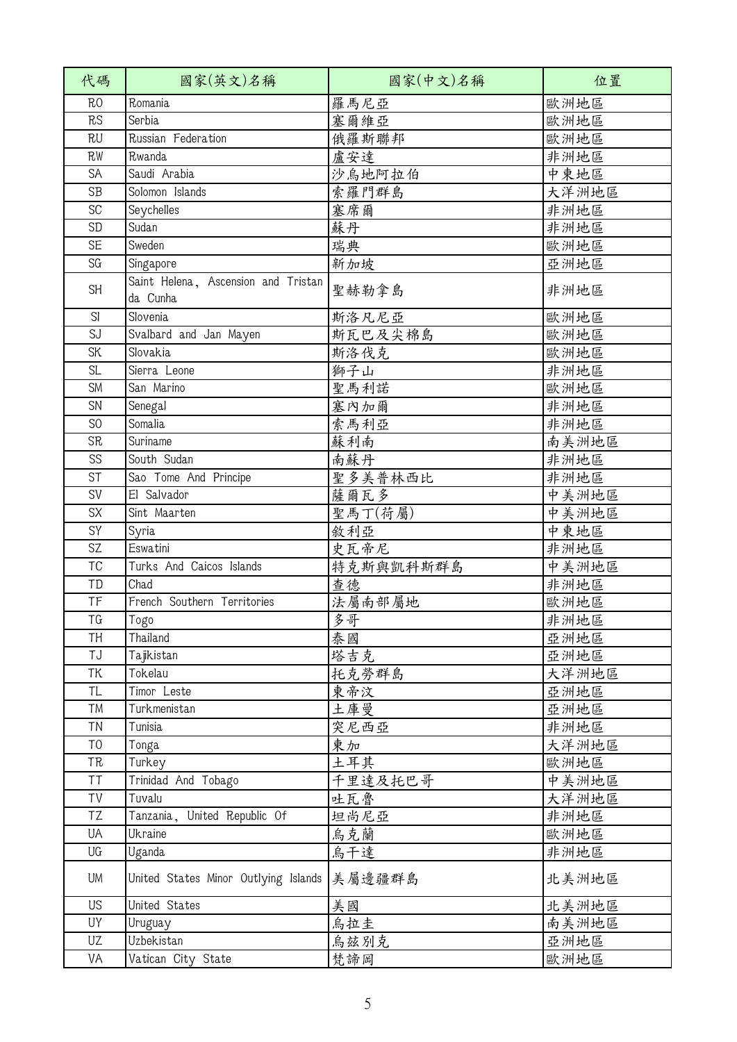| 代碼 | 國家(英文)名稱 | 國家(中文)名稱 | 位置 |
|---|---|---|---|
| RO | Romania | 羅馬尼亞 | 歐洲地區 |
| RS | Serbia | 塞爾維亞 | 歐洲地區 |
| RU | Russian Federation | 俄羅斯聯邦 | 歐洲地區 |
| RW | Rwanda | 盧安達 | 非洲地區 |
| SA | Saudi Arabia | 沙烏地阿拉伯 | 中東地區 |
| SB | Solomon Islands | 索羅門群島 | 大洋洲地區 |
| SC | Seychelles | 塞席爾 | 非洲地區 |
| SD | Sudan | 蘇丹 | 非洲地區 |
| SE | Sweden | 瑞典 | 歐洲地區 |
| SG | Singapore | 新加坡 | 亞洲地區 |
| SH | Saint Helena, Ascension and Tristan da Cunha | 聖赫勒拿島 | 非洲地區 |
| SI | Slovenia | 斯洛凡尼亞 | 歐洲地區 |
| SJ | Svalbard and Jan Mayen | 斯瓦巴及尖棉島 | 歐洲地區 |
| SK | Slovakia | 斯洛伐克 | 歐洲地區 |
| SL | Sierra Leone | 獅子山 | 非洲地區 |
| SM | San Marino | 聖馬利諾 | 歐洲地區 |
| SN | Senegal | 塞內加爾 | 非洲地區 |
| SO | Somalia | 索馬利亞 | 非洲地區 |
| SR | Suriname | 蘇利南 | 南美洲地區 |
| SS | South Sudan | 南蘇丹 | 非洲地區 |
| ST | Sao Tome And Principe | 聖多美普林西比 | 非洲地區 |
| SV | El Salvador | 薩爾瓦多 | 中美洲地區 |
| SX | Sint Maarten | 聖馬丁(荷屬) | 中美洲地區 |
| SY | Syria | 敘利亞 | 中東地區 |
| SZ | Eswatini | 史瓦帝尼 | 非洲地區 |
| TC | Turks And Caicos Islands | 特克斯與凱科斯群島 | 中美洲地區 |
| TD | Chad | 查德 | 非洲地區 |
| TF | French Southern Territories | 法屬南部屬地 | 歐洲地區 |
| TG | Togo | 多哥 | 非洲地區 |
| TH | Thailand | 泰國 | 亞洲地區 |
| TJ | Tajikistan | 塔吉克 | 亞洲地區 |
| TK | Tokelau | 托克勞群島 | 大洋洲地區 |
| TL | Timor Leste | 東帝汶 | 亞洲地區 |
| TM | Turkmenistan | 土庫曼 | 亞洲地區 |
| TN | Tunisia | 突尼西亞 | 非洲地區 |
| TO | Tonga | 東加 | 大洋洲地區 |
| TR | Turkey | 土耳其 | 歐洲地區 |
| TT | Trinidad And Tobago | 千里達及托巴哥 | 中美洲地區 |
| TV | Tuvalu | 吐瓦魯 | 大洋洲地區 |
| TZ | Tanzania, United Republic Of | 坦尚尼亞 | 非洲地區 |
| UA | Ukraine | 烏克蘭 | 歐洲地區 |
| UG | Uganda | 烏干達 | 非洲地區 |
| UM | United States Minor Outlying Islands | 美屬邊疆群島 | 北美洲地區 |
| US | United States | 美國 | 北美洲地區 |
| UY | Uruguay | 烏拉圭 | 南美洲地區 |
| UZ | Uzbekistan | 烏茲別克 | 亞洲地區 |
| VA | Vatican City State | 梵諦岡 | 歐洲地區 |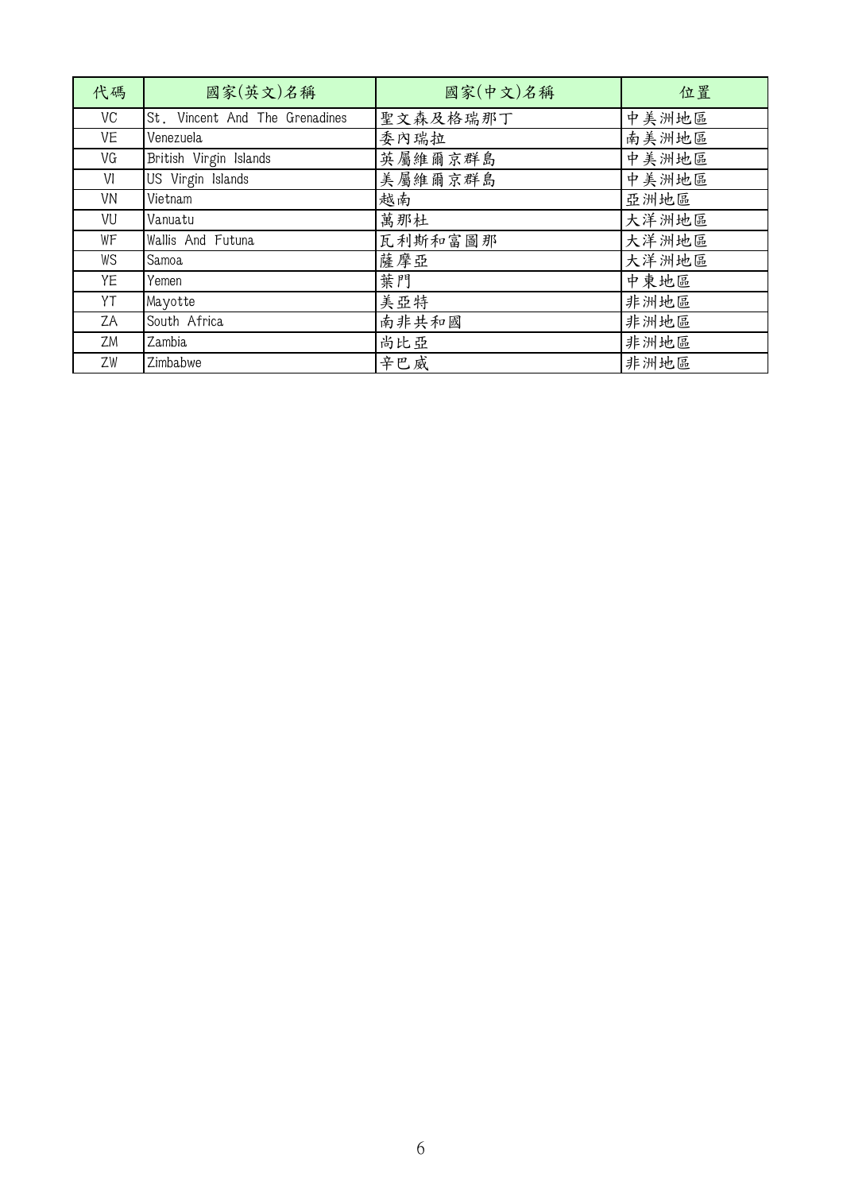| 代碼 | 國家(英文)名稱 | 國家(中文)名稱 | 位置 |
|---|---|---|---|
| VC | St. Vincent And The Grenadines | 聖文森及格瑞那丁 | 中美洲地區 |
| VE | Venezuela | 委內瑞拉 | 南美洲地區 |
| VG | British Virgin Islands | 英屬維爾京群島 | 中美洲地區 |
| VI | US Virgin Islands | 美屬維爾京群島 | 中美洲地區 |
| VN | Vietnam | 越南 | 亞洲地區 |
| VU | Vanuatu | 萬那杜 | 大洋洲地區 |
| WF | Wallis And Futuna | 瓦利斯和富圖那 | 大洋洲地區 |
| WS | Samoa | 薩摩亞 | 大洋洲地區 |
| YE | Yemen | 葉門 | 中東地區 |
| YT | Mayotte | 美亞特 | 非洲地區 |
| ZA | South Africa | 南非共和國 | 非洲地區 |
| ZM | Zambia | 尚比亞 | 非洲地區 |
| ZW | Zimbabwe | 辛巴威 | 非洲地區 |